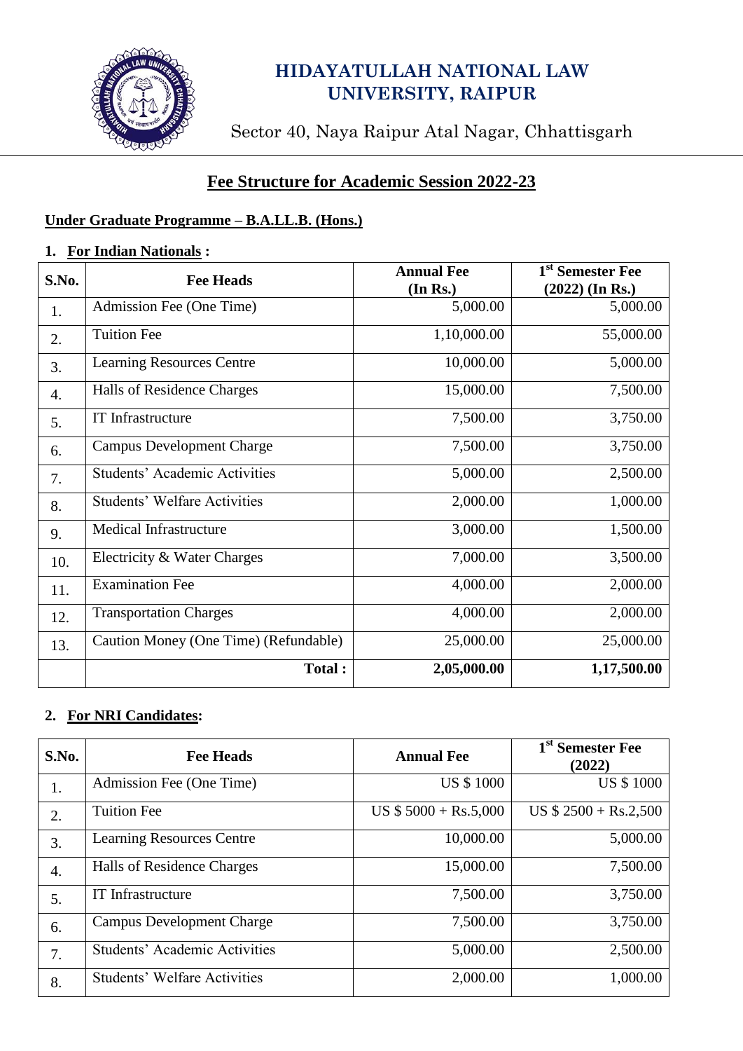# HIDAYATULLAH NATIONAL LAW UNIVERSITY, RAIPUR

Sector 40, Naya Raipur Atal Nagar, Chhattisgarh

## Fee Structure for Academic Session 2022-23

### Under Graduate Programme – B.A.LL.B. (Hons.)

**1. For Indian Nationals :**

| S.No. | Fee Heads | Annual Fee (In Rs.) | 1st Semester Fee (2022) (In Rs.) |
|---|---|---|---|
| 1. | Admission Fee (One Time) | 5,000.00 | 5,000.00 |
| 2. | Tuition Fee | 1,10,000.00 | 55,000.00 |
| 3. | Learning Resources Centre | 10,000.00 | 5,000.00 |
| 4. | Halls of Residence Charges | 15,000.00 | 7,500.00 |
| 5. | IT Infrastructure | 7,500.00 | 3,750.00 |
| 6. | Campus Development Charge | 7,500.00 | 3,750.00 |
| 7. | Students' Academic Activities | 5,000.00 | 2,500.00 |
| 8. | Students' Welfare Activities | 2,000.00 | 1,000.00 |
| 9. | Medical Infrastructure | 3,000.00 | 1,500.00 |
| 10. | Electricity & Water Charges | 7,000.00 | 3,500.00 |
| 11. | Examination Fee | 4,000.00 | 2,000.00 |
| 12. | Transportation Charges | 4,000.00 | 2,000.00 |
| 13. | Caution Money (One Time) (Refundable) | 25,000.00 | 25,000.00 |
| | **Total :** | **2,05,000.00** | **1,17,500.00** |

**2. For NRI Candidates:**

| S.No. | Fee Heads | Annual Fee | 1st Semester Fee (2022) |
|---|---|---|---|
| 1. | Admission Fee (One Time) | US $ 1000 | US $ 1000 |
| 2. | Tuition Fee | US $ 5000 + Rs.5,000 | US $ 2500 + Rs.2,500 |
| 3. | Learning Resources Centre | 10,000.00 | 5,000.00 |
| 4. | Halls of Residence Charges | 15,000.00 | 7,500.00 |
| 5. | IT Infrastructure | 7,500.00 | 3,750.00 |
| 6. | Campus Development Charge | 7,500.00 | 3,750.00 |
| 7. | Students' Academic Activities | 5,000.00 | 2,500.00 |
| 8. | Students' Welfare Activities | 2,000.00 | 1,000.00 |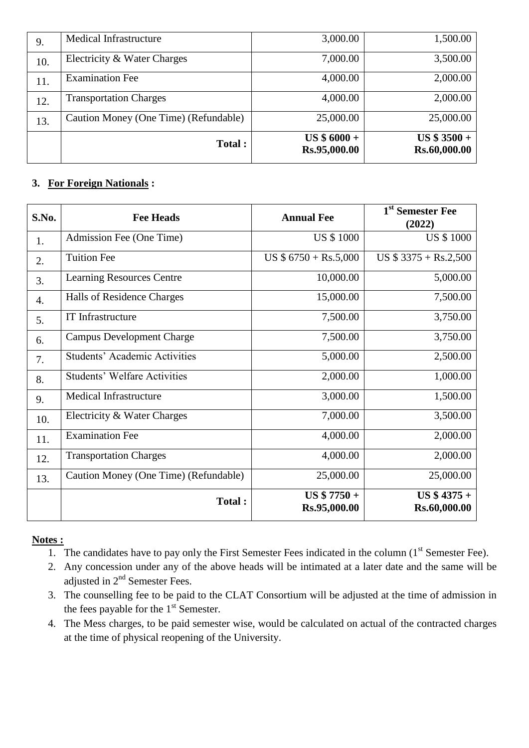| | | | |
|---|---|---|---|
| 9. | Medical Infrastructure | 3,000.00 | 1,500.00 |
| 10. | Electricity & Water Charges | 7,000.00 | 3,500.00 |
| 11. | Examination Fee | 4,000.00 | 2,000.00 |
| 12. | Transportation Charges | 4,000.00 | 2,000.00 |
| 13. | Caution Money (One Time) (Refundable) | 25,000.00 | 25,000.00 |
| | **Total :** | **US $ 6000 + Rs.95,000.00** | **US $ 3500 + Rs.60,000.00** |

**3. For Foreign Nationals :**

| S.No. | Fee Heads | Annual Fee | 1st Semester Fee (2022) |
|---|---|---|---|
| 1. | Admission Fee (One Time) | US $ 1000 | US $ 1000 |
| 2. | Tuition Fee | US $ 6750 + Rs.5,000 | US $ 3375 + Rs.2,500 |
| 3. | Learning Resources Centre | 10,000.00 | 5,000.00 |
| 4. | Halls of Residence Charges | 15,000.00 | 7,500.00 |
| 5. | IT Infrastructure | 7,500.00 | 3,750.00 |
| 6. | Campus Development Charge | 7,500.00 | 3,750.00 |
| 7. | Students' Academic Activities | 5,000.00 | 2,500.00 |
| 8. | Students' Welfare Activities | 2,000.00 | 1,000.00 |
| 9. | Medical Infrastructure | 3,000.00 | 1,500.00 |
| 10. | Electricity & Water Charges | 7,000.00 | 3,500.00 |
| 11. | Examination Fee | 4,000.00 | 2,000.00 |
| 12. | Transportation Charges | 4,000.00 | 2,000.00 |
| 13. | Caution Money (One Time) (Refundable) | 25,000.00 | 25,000.00 |
| | **Total :** | **US $ 7750 + Rs.95,000.00** | **US $ 4375 + Rs.60,000.00** |

**Notes :**

1. The candidates have to pay only the First Semester Fees indicated in the column (1st Semester Fee).
2. Any concession under any of the above heads will be intimated at a later date and the same will be adjusted in 2nd Semester Fees.
3. The counselling fee to be paid to the CLAT Consortium will be adjusted at the time of admission in the fees payable for the 1st Semester.
4. The Mess charges, to be paid semester wise, would be calculated on actual of the contracted charges at the time of physical reopening of the University.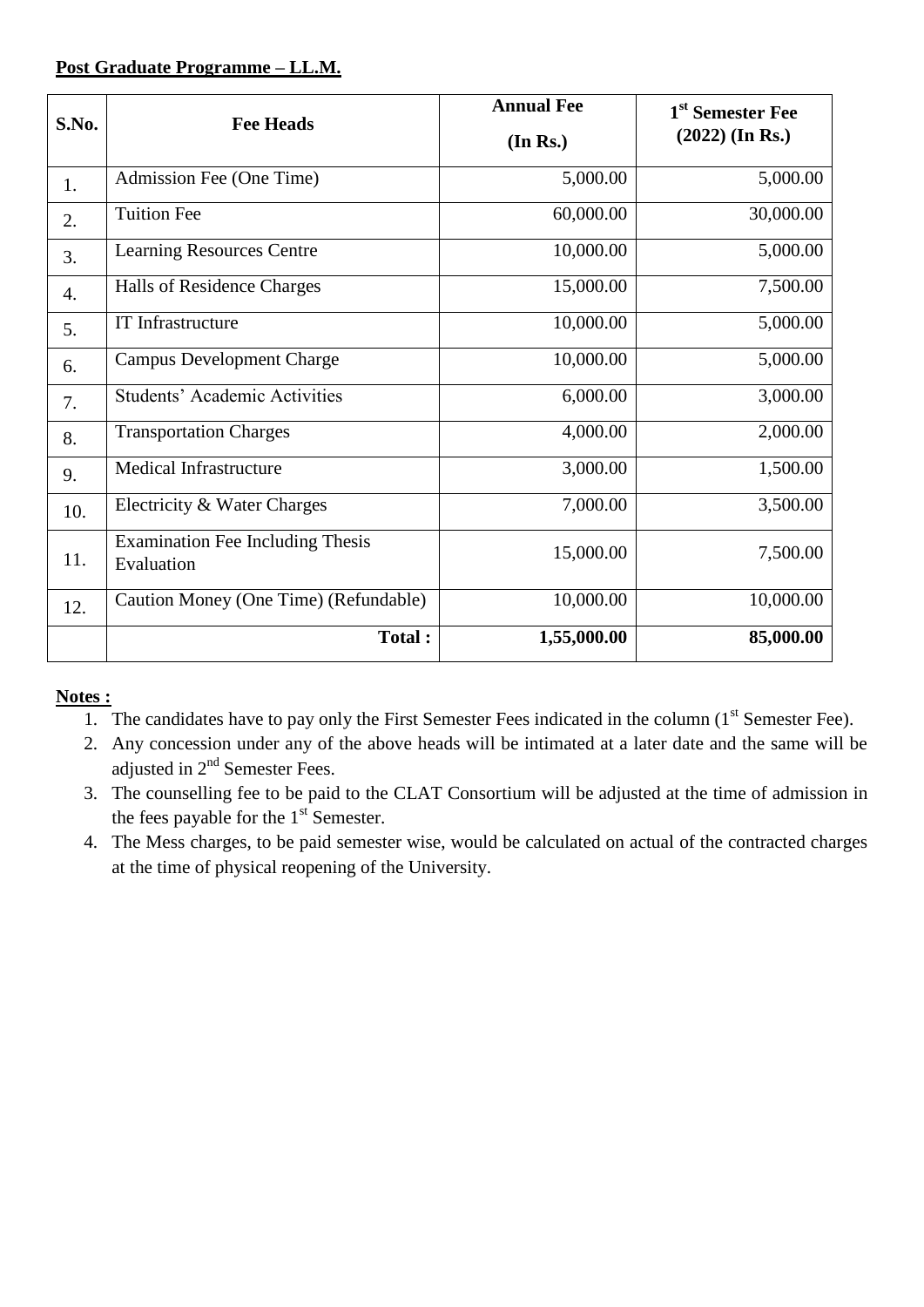**Post Graduate Programme – LL.M.**

| S.No. | Fee Heads | Annual Fee (In Rs.) | 1st Semester Fee (2022) (In Rs.) |
|---|---|---|---|
| 1. | Admission Fee (One Time) | 5,000.00 | 5,000.00 |
| 2. | Tuition Fee | 60,000.00 | 30,000.00 |
| 3. | Learning Resources Centre | 10,000.00 | 5,000.00 |
| 4. | Halls of Residence Charges | 15,000.00 | 7,500.00 |
| 5. | IT Infrastructure | 10,000.00 | 5,000.00 |
| 6. | Campus Development Charge | 10,000.00 | 5,000.00 |
| 7. | Students' Academic Activities | 6,000.00 | 3,000.00 |
| 8. | Transportation Charges | 4,000.00 | 2,000.00 |
| 9. | Medical Infrastructure | 3,000.00 | 1,500.00 |
| 10. | Electricity & Water Charges | 7,000.00 | 3,500.00 |
| 11. | Examination Fee Including Thesis Evaluation | 15,000.00 | 7,500.00 |
| 12. | Caution Money (One Time) (Refundable) | 10,000.00 | 10,000.00 |
| | **Total :** | **1,55,000.00** | **85,000.00** |

**Notes :**

1. The candidates have to pay only the First Semester Fees indicated in the column (1st Semester Fee).
2. Any concession under any of the above heads will be intimated at a later date and the same will be adjusted in 2nd Semester Fees.
3. The counselling fee to be paid to the CLAT Consortium will be adjusted at the time of admission in the fees payable for the 1st Semester.
4. The Mess charges, to be paid semester wise, would be calculated on actual of the contracted charges at the time of physical reopening of the University.